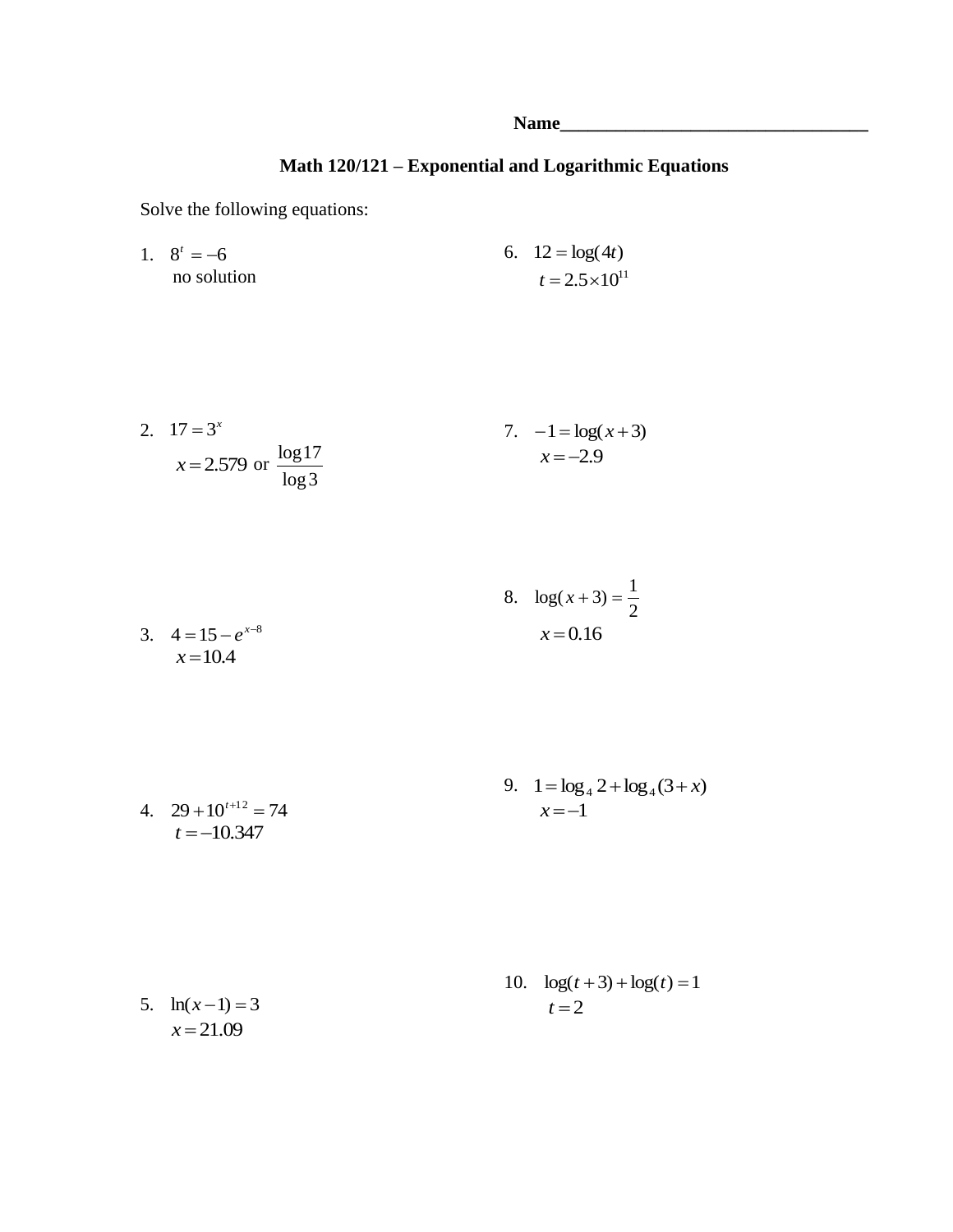**Name__________________________________**

# Math 120/121 – Exponential and Logarithmic Equations

Solve the following equations:

1. $8^t = -6$
   no solution

2. $17 = 3^x$
   $x = 2.579$ or $\dfrac{\log 17}{\log 3}$

3. $4 = 15 - e^{x-8}$
   $x = 10.4$

4. $29 + 10^{t+12} = 74$
   $t = -10.347$

5. $\ln(x-1) = 3$
   $x = 21.09$

6. $12 = \log(4t)$
   $t = 2.5 \times 10^{11}$

7. $-1 = \log(x+3)$
   $x = -2.9$

8. $\log(x+3) = \dfrac{1}{2}$
   $x = 0.16$

9. $1 = \log_4 2 + \log_4 (3 + x)$
   $x = -1$

10. $\log(t+3) + \log(t) = 1$
    $t = 2$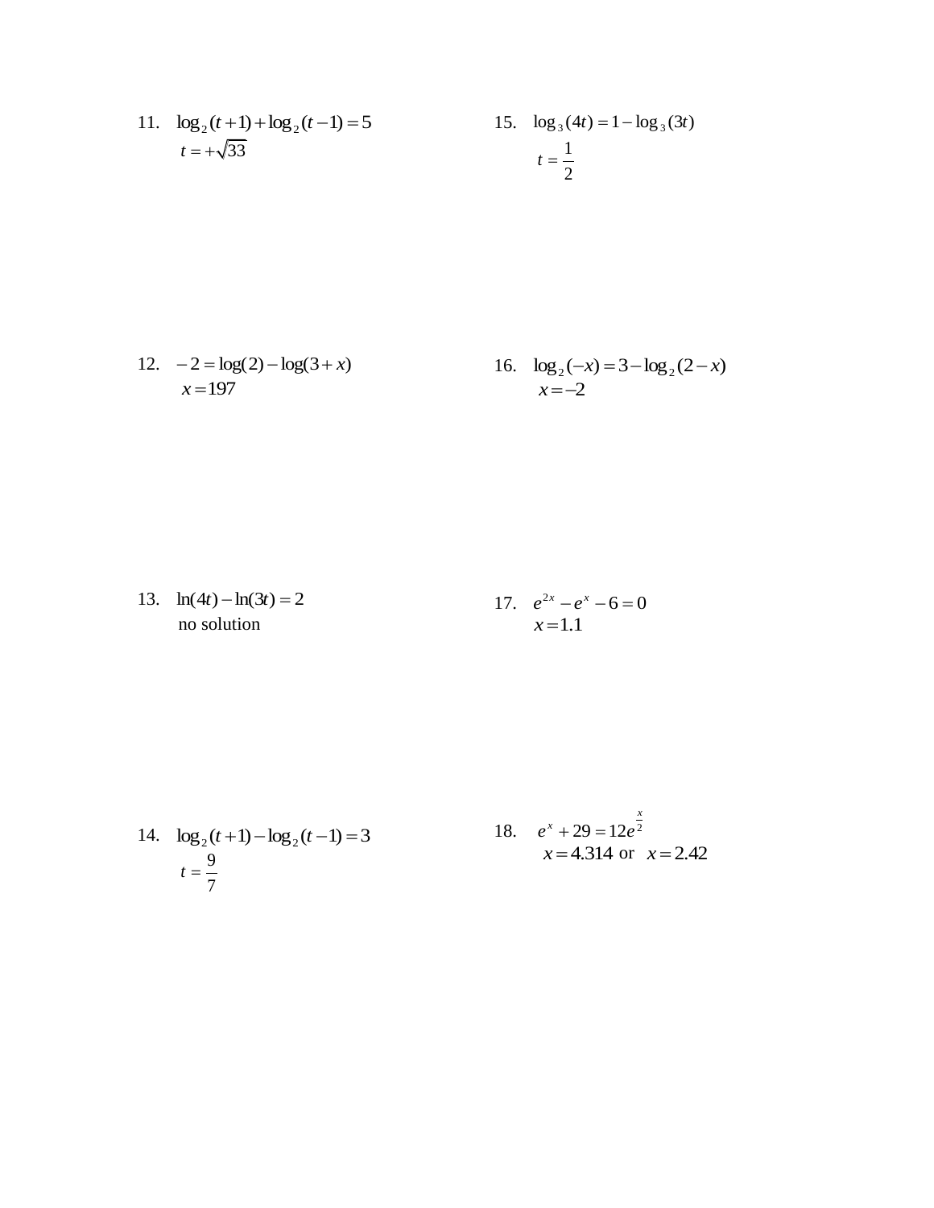11. $\log_2(t+1)+\log_2(t-1)=5$

$t=+\sqrt{33}$

12. $-2=\log(2)-\log(3+x)$

$x=197$

13. $\ln(4t)-\ln(3t)=2$

no solution

14. $\log_2(t+1)-\log_2(t-1)=3$

$t=\dfrac{9}{7}$

15. $\log_3(4t)=1-\log_3(3t)$

$t=\dfrac{1}{2}$

16. $\log_2(-x)=3-\log_2(2-x)$

$x=-2$

17. $e^{2x}-e^{x}-6=0$

$x=1.1$

18. $e^{x}+29=12e^{\frac{x}{2}}$

$x=4.314$ or $x=2.42$